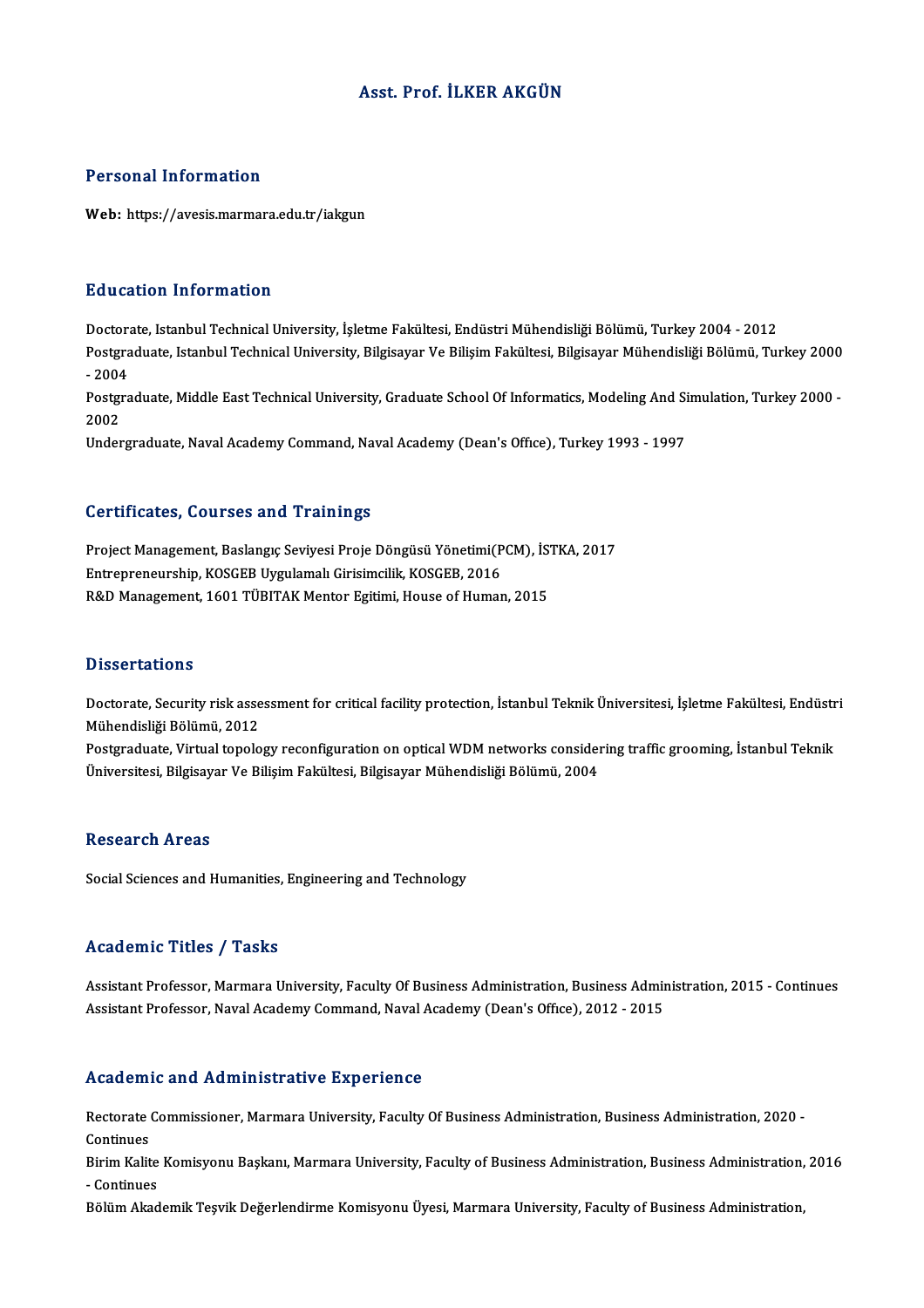# Asst. Prof. İLKER AKGÜN

## Personal Information

**Web:** https://avesis.marmara.edu.tr/iakgun

## Education Information

Doctorate, Istanbul Technical University, İşletme Fakültesi, Endüstri Mühendisliği Bölümü, Turkey 2004 - 2012

Postgraduate, Istanbul Technical University, Bilgisayar Ve Bilişim Fakültesi, Bilgisayar Mühendisliği Bölümü, Turkey 2000 - 2004

Postgraduate, Middle East Technical University, Graduate School Of Informatics, Modeling And Simulation, Turkey 2000 - 2002

Undergraduate, Naval Academy Command, Naval Academy (Dean's Office), Turkey 1993 - 1997

## Certificates, Courses and Trainings

Project Management, Baslangıç Seviyesi Proje Döngüsü Yönetimi(PCM), İSTKA, 2017

Entrepreneurship, KOSGEB Uygulamalı Girisimcilik, KOSGEB, 2016

R&D Management, 1601 TÜBITAK Mentor Egitimi, House of Human, 2015

## Dissertations

Doctorate, Security risk assessment for critical facility protection, İstanbul Teknik Üniversitesi, İşletme Fakültesi, Endüstri Mühendisliği Bölümü, 2012

Postgraduate, Virtual topology reconfiguration on optical WDM networks considering traffic grooming, İstanbul Teknik Üniversitesi, Bilgisayar Ve Bilişim Fakültesi, Bilgisayar Mühendisliği Bölümü, 2004

## Research Areas

Social Sciences and Humanities, Engineering and Technology

## Academic Titles / Tasks

Assistant Professor, Marmara University, Faculty Of Business Administration, Business Administration, 2015 - Continues

Assistant Professor, Naval Academy Command, Naval Academy (Dean's Office), 2012 - 2015

## Academic and Administrative Experience

Rectorate Commissioner, Marmara University, Faculty Of Business Administration, Business Administration, 2020 - Continues

Birim Kalite Komisyonu Başkanı, Marmara University, Faculty of Business Administration, Business Administration, 2016 - Continues

Bölüm Akademik Teşvik Değerlendirme Komisyonu Üyesi, Marmara University, Faculty of Business Administration,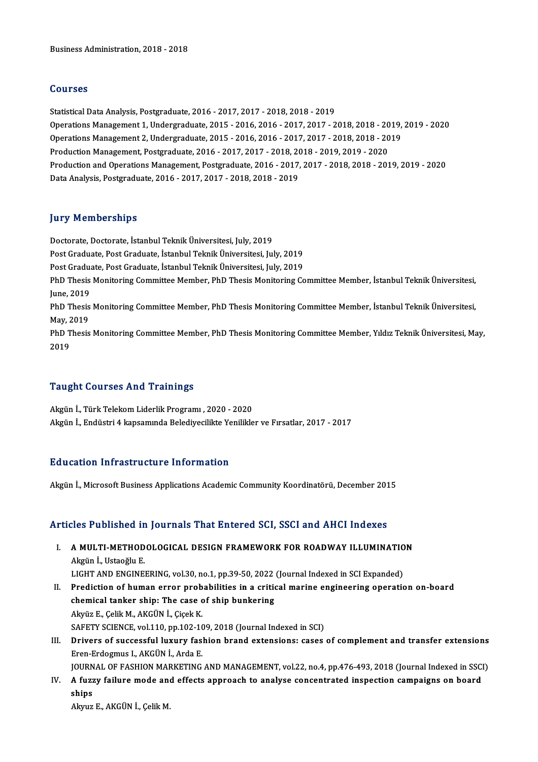Business Administration, 2018 - 2018

## Courses

Statistical Data Analysis, Postgraduate, 2016 - 2017, 2017 - 2018, 2018 - 2019
Operations Management 1, Undergraduate, 2015 - 2016, 2016 - 2017, 2017 - 2018, 2018 - 2019, 2019 - 2020
Operations Management 2, Undergraduate, 2015 - 2016, 2016 - 2017, 2017 - 2018, 2018 - 2019
Production Management, Postgraduate, 2016 - 2017, 2017 - 2018, 2018 - 2019, 2019 - 2020
Production and Operations Management, Postgraduate, 2016 - 2017, 2017 - 2018, 2018 - 2019, 2019 - 2020
Data Analysis, Postgraduate, 2016 - 2017, 2017 - 2018, 2018 - 2019

## Jury Memberships

Doctorate, Doctorate, İstanbul Teknik Üniversitesi, July, 2019
Post Graduate, Post Graduate, İstanbul Teknik Üniversitesi, July, 2019
Post Graduate, Post Graduate, İstanbul Teknik Üniversitesi, July, 2019
PhD Thesis Monitoring Committee Member, PhD Thesis Monitoring Committee Member, İstanbul Teknik Üniversitesi, June, 2019
PhD Thesis Monitoring Committee Member, PhD Thesis Monitoring Committee Member, İstanbul Teknik Üniversitesi, May, 2019
PhD Thesis Monitoring Committee Member, PhD Thesis Monitoring Committee Member, Yıldız Teknik Üniversitesi, May, 2019

## Taught Courses And Trainings

Akgün İ., Türk Telekom Liderlik Programı , 2020 - 2020
Akgün İ., Endüstri 4 kapsamında Belediyecilikte Yenilikler ve Fırsatlar, 2017 - 2017

## Education Infrastructure Information

Akgün İ., Microsoft Business Applications Academic Community Koordinatörü, December 2015

## Articles Published in Journals That Entered SCI, SSCI and AHCI Indexes

I. **A MULTI-METHODOLOGICAL DESIGN FRAMEWORK FOR ROADWAY ILLUMINATION**
Akgün İ., Ustaoğlu E.
LIGHT AND ENGINEERING, vol.30, no.1, pp.39-50, 2022 (Journal Indexed in SCI Expanded)

II. **Prediction of human error probabilities in a critical marine engineering operation on-board chemical tanker ship: The case of ship bunkering**
Akyüz E., Çelik M., AKGÜN İ., Çiçek K.
SAFETY SCIENCE, vol.110, pp.102-109, 2018 (Journal Indexed in SCI)

III. **Drivers of successful luxury fashion brand extensions: cases of complement and transfer extensions**
Eren-Erdogmus I., AKGÜN İ., Arda E.
JOURNAL OF FASHION MARKETING AND MANAGEMENT, vol.22, no.4, pp.476-493, 2018 (Journal Indexed in SSCI)

IV. **A fuzzy failure mode and effects approach to analyse concentrated inspection campaigns on board ships**
Akyuz E., AKGÜN İ., Çelik M.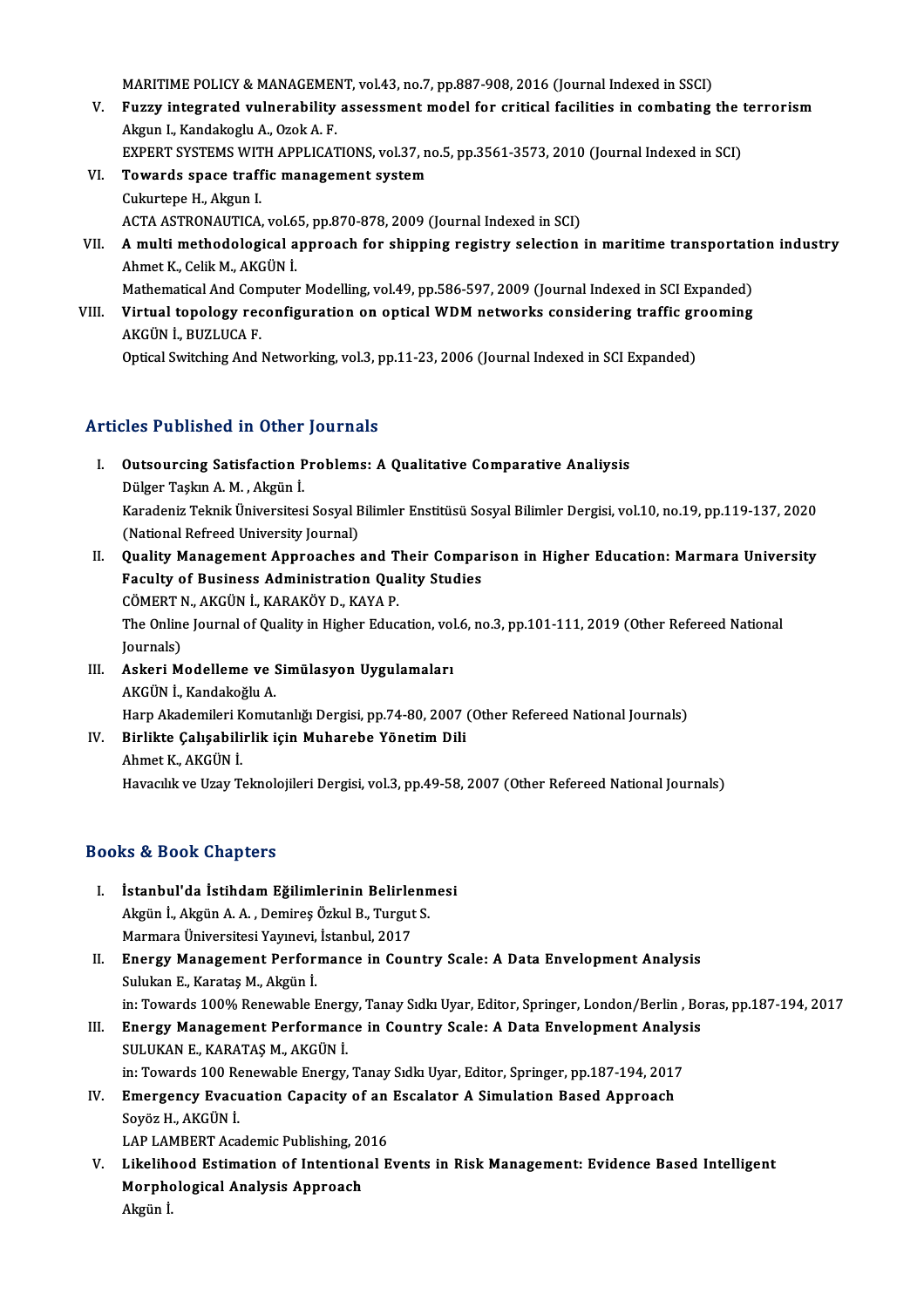MARITIME POLICY & MANAGEMENT, vol.43, no.7, pp.887-908, 2016 (Journal Indexed in SSCI)

V. **Fuzzy integrated vulnerability assessment model for critical facilities in combating the terrorism**
Akgun I., Kandakoglu A., Ozok A. F.
EXPERT SYSTEMS WITH APPLICATIONS, vol.37, no.5, pp.3561-3573, 2010 (Journal Indexed in SCI)

VI. **Towards space traffic management system**
Cukurtepe H., Akgun I.
ACTA ASTRONAUTICA, vol.65, pp.870-878, 2009 (Journal Indexed in SCI)

VII. **A multi methodological approach for shipping registry selection in maritime transportation industry**
Ahmet K., Celik M., AKGÜN İ.
Mathematical And Computer Modelling, vol.49, pp.586-597, 2009 (Journal Indexed in SCI Expanded)

VIII. **Virtual topology reconfiguration on optical WDM networks considering traffic grooming**
AKGÜN İ., BUZLUCA F.
Optical Switching And Networking, vol.3, pp.11-23, 2006 (Journal Indexed in SCI Expanded)

## Articles Published in Other Journals

I. **Outsourcing Satisfaction Problems: A Qualitative Comparative Analiysis**
Dülger Taşkın A. M. , Akgün İ.
Karadeniz Teknik Üniversitesi Sosyal Bilimler Enstitüsü Sosyal Bilimler Dergisi, vol.10, no.19, pp.119-137, 2020 (National Refreed University Journal)

II. **Quality Management Approaches and Their Comparison in Higher Education: Marmara University Faculty of Business Administration Quality Studies**
CÖMERT N., AKGÜN İ., KARAKÖY D., KAYA P.
The Online Journal of Quality in Higher Education, vol.6, no.3, pp.101-111, 2019 (Other Refereed National Journals)

III. **Askeri Modelleme ve Simülasyon Uygulamaları**
AKGÜN İ., Kandakoğlu A.
Harp Akademileri Komutanlığı Dergisi, pp.74-80, 2007 (Other Refereed National Journals)

IV. **Birlikte Çalışabilirlik için Muharebe Yönetim Dili**
Ahmet K., AKGÜN İ.
Havacılık ve Uzay Teknolojileri Dergisi, vol.3, pp.49-58, 2007 (Other Refereed National Journals)

## Books & Book Chapters

I. **İstanbul'da İstihdam Eğilimlerinin Belirlenmesi**
Akgün İ., Akgün A. A. , Demireş Özkul B., Turgut S.
Marmara Üniversitesi Yayınevi, İstanbul, 2017

II. **Energy Management Performance in Country Scale: A Data Envelopment Analysis**
Sulukan E., Karataş M., Akgün İ.
in: Towards 100% Renewable Energy, Tanay Sıdkı Uyar, Editor, Springer, London/Berlin , Boras, pp.187-194, 2017

III. **Energy Management Performance in Country Scale: A Data Envelopment Analysis**
SULUKAN E., KARATAŞ M., AKGÜN İ.
in: Towards 100 Renewable Energy, Tanay Sıdkı Uyar, Editor, Springer, pp.187-194, 2017

IV. **Emergency Evacuation Capacity of an Escalator A Simulation Based Approach**
Soyöz H., AKGÜN İ.
LAP LAMBERT Academic Publishing, 2016

V. **Likelihood Estimation of Intentional Events in Risk Management: Evidence Based Intelligent Morphological Analysis Approach**
Akgün İ.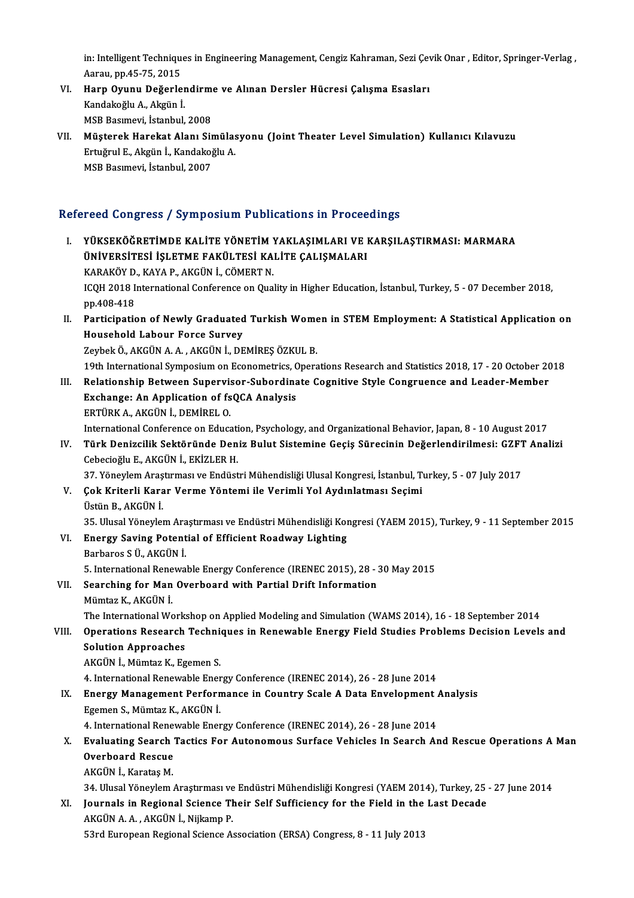in: Intelligent Techniques in Engineering Management, Cengiz Kahraman, Sezi Çevik Onar , Editor, Springer-Verlag , Aarau, pp.45-75, 2015

VI. **Harp Oyunu Değerlendirme ve Alınan Dersler Hücresi Çalışma Esasları**
Kandakoğlu A., Akgün İ.
MSB Basımevi, İstanbul, 2008

VII. **Müşterek Harekat Alanı Simülasyonu (Joint Theater Level Simulation) Kullanıcı Kılavuzu**
Ertuğrul E., Akgün İ., Kandakoğlu A.
MSB Basımevi, İstanbul, 2007

## Refereed Congress / Symposium Publications in Proceedings

I. **YÜKSEKÖĞRETİMDE KALİTE YÖNETİM YAKLAŞIMLARI VE KARŞILAŞTIRMASI: MARMARA ÜNİVERSİTESİ İŞLETME FAKÜLTESİ KALİTE ÇALIŞMALARI**
KARAKÖY D., KAYA P., AKGÜN İ., CÖMERT N.
ICQH 2018 International Conference on Quality in Higher Education, İstanbul, Turkey, 5 - 07 December 2018, pp.408-418

II. **Participation of Newly Graduated Turkish Women in STEM Employment: A Statistical Application on Household Labour Force Survey**
Zeybek Ö., AKGÜN A. A. , AKGÜN İ., DEMİREŞ ÖZKUL B.
19th International Symposium on Econometrics, Operations Research and Statistics 2018, 17 - 20 October 2018

III. **Relationship Between Supervisor-Subordinate Cognitive Style Congruence and Leader-Member Exchange: An Application of fsQCA Analysis**
ERTÜRK A., AKGÜN İ., DEMİREL O.
International Conference on Education, Psychology, and Organizational Behavior, Japan, 8 - 10 August 2017

IV. **Türk Denizcilik Sektöründe Deniz Bulut Sistemine Geçiş Sürecinin Değerlendirilmesi: GZFT Analizi**
Cebecioğlu E., AKGÜN İ., EKİZLER H.
37. Yöneylem Araştırması ve Endüstri Mühendisliği Ulusal Kongresi, İstanbul, Turkey, 5 - 07 July 2017

V. **Çok Kriterli Karar Verme Yöntemi ile Verimli Yol Aydınlatması Seçimi**
Üstün B., AKGÜN İ.
35. Ulusal Yöneylem Araştırması ve Endüstri Mühendisliği Kongresi (YAEM 2015), Turkey, 9 - 11 September 2015

VI. **Energy Saving Potential of Efficient Roadway Lighting**
Barbaros S Ü., AKGÜN İ.
5. International Renewable Energy Conference (IRENEC 2015), 28 - 30 May 2015

VII. **Searching for Man Overboard with Partial Drift Information**
Mümtaz K., AKGÜN İ.
The International Workshop on Applied Modeling and Simulation (WAMS 2014), 16 - 18 September 2014

VIII. **Operations Research Techniques in Renewable Energy Field Studies Problems Decision Levels and Solution Approaches**
AKGÜN İ., Mümtaz K., Egemen S.
4. International Renewable Energy Conference (IRENEC 2014), 26 - 28 June 2014

IX. **Energy Management Performance in Country Scale A Data Envelopment Analysis**
Egemen S., Mümtaz K., AKGÜN İ.
4. International Renewable Energy Conference (IRENEC 2014), 26 - 28 June 2014

X. **Evaluating Search Tactics For Autonomous Surface Vehicles In Search And Rescue Operations A Man Overboard Rescue**
AKGÜN İ., Karataş M.
34. Ulusal Yöneylem Araştırması ve Endüstri Mühendisliği Kongresi (YAEM 2014), Turkey, 25 - 27 June 2014

XI. **Journals in Regional Science Their Self Sufficiency for the Field in the Last Decade**
AKGÜN A. A. , AKGÜN İ., Nijkamp P.
53rd European Regional Science Association (ERSA) Congress, 8 - 11 July 2013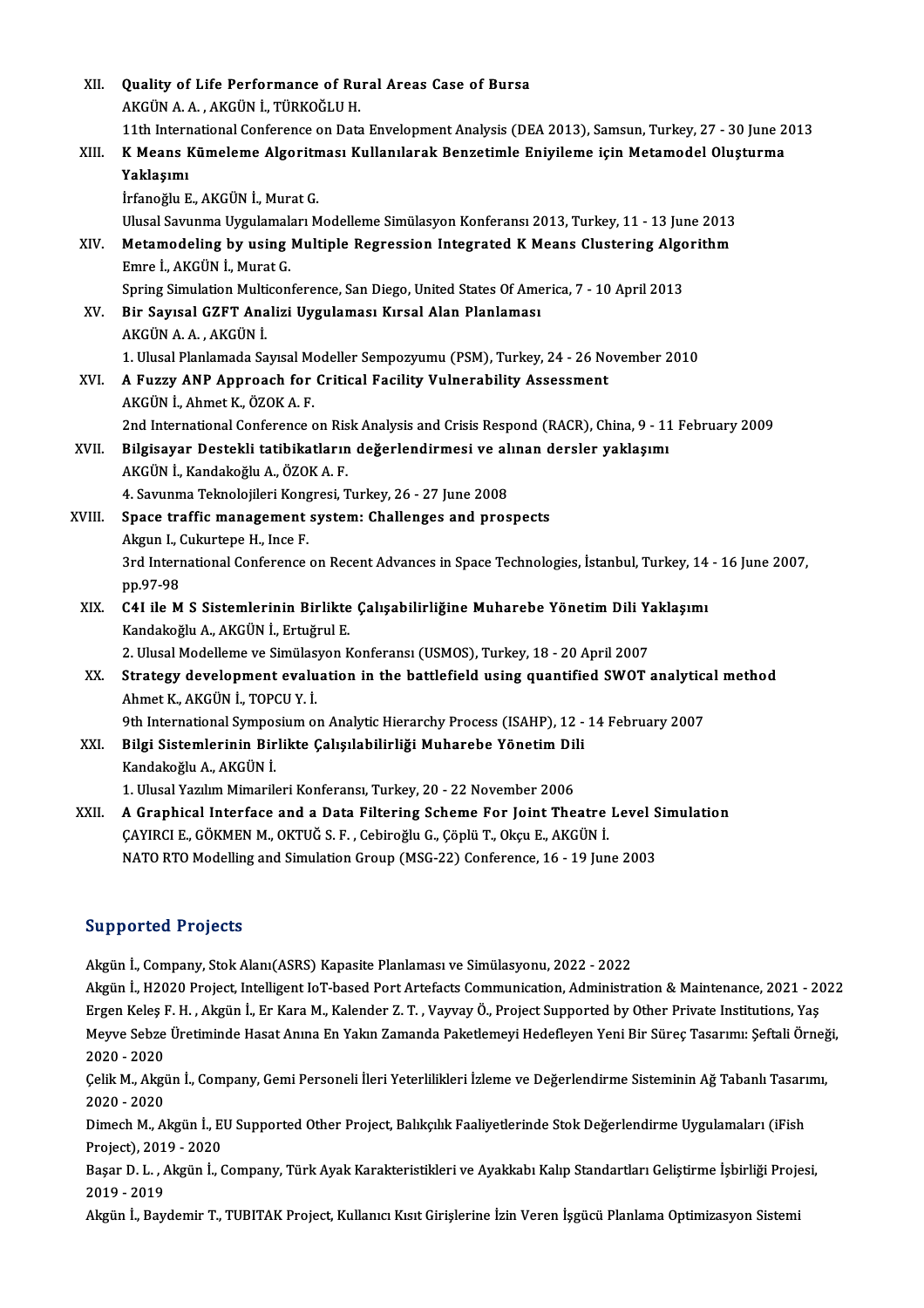XII. **Quality of Life Performance of Rural Areas Case of Bursa**
AKGÜN A. A. , AKGÜN İ., TÜRKOĞLU H.
11th International Conference on Data Envelopment Analysis (DEA 2013), Samsun, Turkey, 27 - 30 June 2013

XIII. **K Means Kümeleme Algoritması Kullanılarak Benzetimle Eniyileme için Metamodel Oluşturma Yaklaşımı**
İrfanoğlu E., AKGÜN İ., Murat G.
Ulusal Savunma Uygulamaları Modelleme Simülasyon Konferansı 2013, Turkey, 11 - 13 June 2013

XIV. **Metamodeling by using Multiple Regression Integrated K Means Clustering Algorithm**
Emre İ., AKGÜN İ., Murat G.
Spring Simulation Multiconference, San Diego, United States Of America, 7 - 10 April 2013

XV. **Bir Sayısal GZFT Analizi Uygulaması Kırsal Alan Planlaması**
AKGÜN A. A. , AKGÜN İ.
1. Ulusal Planlamada Sayısal Modeller Sempozyumu (PSM), Turkey, 24 - 26 November 2010

XVI. **A Fuzzy ANP Approach for Critical Facility Vulnerability Assessment**
AKGÜN İ., Ahmet K., ÖZOK A. F.
2nd International Conference on Risk Analysis and Crisis Respond (RACR), China, 9 - 11 February 2009

XVII. **Bilgisayar Destekli tatibikatların değerlendirmesi ve alınan dersler yaklaşımı**
AKGÜN İ., Kandakoğlu A., ÖZOK A. F.
4. Savunma Teknolojileri Kongresi, Turkey, 26 - 27 June 2008

XVIII. **Space traffic management system: Challenges and prospects**
Akgun I., Cukurtepe H., Ince F.
3rd International Conference on Recent Advances in Space Technologies, İstanbul, Turkey, 14 - 16 June 2007, pp.97-98

XIX. **C4I ile M S Sistemlerinin Birlikte Çalışabilirliğine Muharebe Yönetim Dili Yaklaşımı**
Kandakoğlu A., AKGÜN İ., Ertuğrul E.
2. Ulusal Modelleme ve Simülasyon Konferansı (USMOS), Turkey, 18 - 20 April 2007

XX. **Strategy development evaluation in the battlefield using quantified SWOT analytical method**
Ahmet K., AKGÜN İ., TOPCU Y. İ.
9th International Symposium on Analytic Hierarchy Process (ISAHP), 12 - 14 February 2007

XXI. **Bilgi Sistemlerinin Birlikte Çalışılabilirliği Muharebe Yönetim Dili**
Kandakoğlu A., AKGÜN İ.
1. Ulusal Yazılım Mimarileri Konferansı, Turkey, 20 - 22 November 2006

XXII. **A Graphical Interface and a Data Filtering Scheme For Joint Theatre Level Simulation**
ÇAYIRCI E., GÖKMEN M., OKTUĞ S. F. , Cebiroğlu G., Çöplü T., Okçu E., AKGÜN İ.
NATO RTO Modelling and Simulation Group (MSG-22) Conference, 16 - 19 June 2003

## Supported Projects

Akgün İ., Company, Stok Alanı(ASRS) Kapasite Planlaması ve Simülasyonu, 2022 - 2022

Akgün İ., H2020 Project, Intelligent IoT-based Port Artefacts Communication, Administration & Maintenance, 2021 - 2022

Ergen Keleş F. H. , Akgün İ., Er Kara M., Kalender Z. T. , Vayvay Ö., Project Supported by Other Private Institutions, Yaş Meyve Sebze Üretiminde Hasat Anına En Yakın Zamanda Paketlemeyi Hedefleyen Yeni Bir Süreç Tasarımı: Şeftali Örneği, 2020 - 2020

Çelik M., Akgün İ., Company, Gemi Personeli İleri Yeterlilikleri İzleme ve Değerlendirme Sisteminin Ağ Tabanlı Tasarımı, 2020 - 2020

Dimech M., Akgün İ., EU Supported Other Project, Balıkçılık Faaliyetlerinde Stok Değerlendirme Uygulamaları (iFish Project), 2019 - 2020

Başar D. L. , Akgün İ., Company, Türk Ayak Karakteristikleri ve Ayakkabı Kalıp Standartları Geliştirme İşbirliği Projesi, 2019 - 2019

Akgün İ., Baydemir T., TUBITAK Project, Kullanıcı Kısıt Girişlerine İzin Veren İşgücü Planlama Optimizasyon Sistemi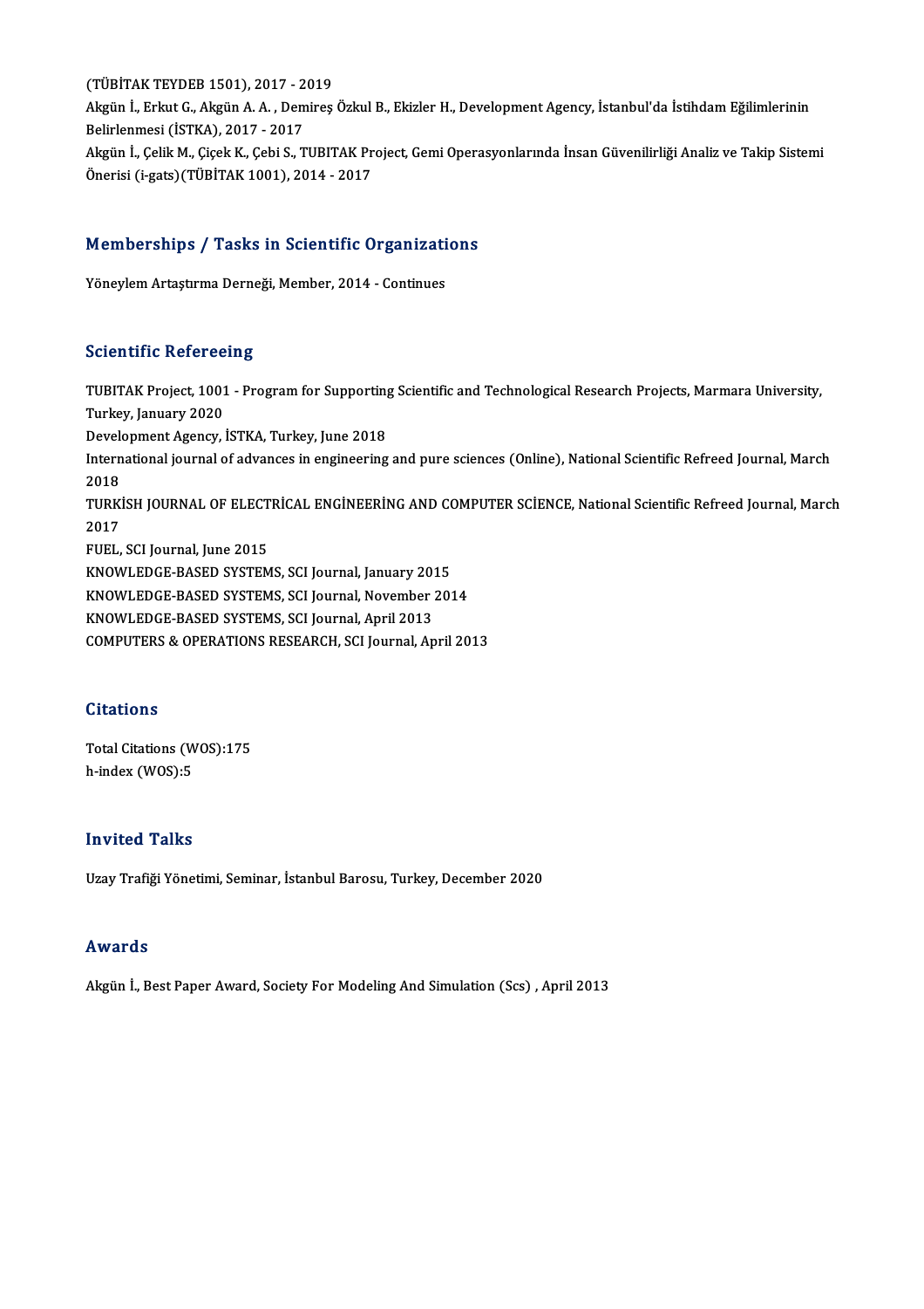(TÜBİTAK TEYDEB 1501), 2017 - 2019

Akgün İ., Erkut G., Akgün A. A. , Demireş Özkul B., Ekizler H., Development Agency, İstanbul'da İstihdam Eğilimlerinin Belirlenmesi (İSTKA), 2017 - 2017

Akgün İ., Çelik M., Çiçek K., Çebi S., TUBITAK Project, Gemi Operasyonlarında İnsan Güvenilirliği Analiz ve Takip Sistemi Önerisi (i-gats)(TÜBİTAK 1001), 2014 - 2017

## Memberships / Tasks in Scientific Organizations

Yöneylem Artaştırma Derneği, Member, 2014 - Continues

## Scientific Refereeing

TUBITAK Project, 1001 - Program for Supporting Scientific and Technological Research Projects, Marmara University, Turkey, January 2020

Development Agency, İSTKA, Turkey, June 2018

International journal of advances in engineering and pure sciences (Online), National Scientific Refreed Journal, March 2018

TURKİSH JOURNAL OF ELECTRİCAL ENGİNEERİNG AND COMPUTER SCİENCE, National Scientific Refreed Journal, March 2017

FUEL, SCI Journal, June 2015

KNOWLEDGE-BASED SYSTEMS, SCI Journal, January 2015

KNOWLEDGE-BASED SYSTEMS, SCI Journal, November 2014

KNOWLEDGE-BASED SYSTEMS, SCI Journal, April 2013

COMPUTERS & OPERATIONS RESEARCH, SCI Journal, April 2013

## Citations

Total Citations (WOS):175

h-index (WOS):5

## Invited Talks

Uzay Trafiği Yönetimi, Seminar, İstanbul Barosu, Turkey, December 2020

## Awards

Akgün İ., Best Paper Award, Society For Modeling And Simulation (Scs) , April 2013